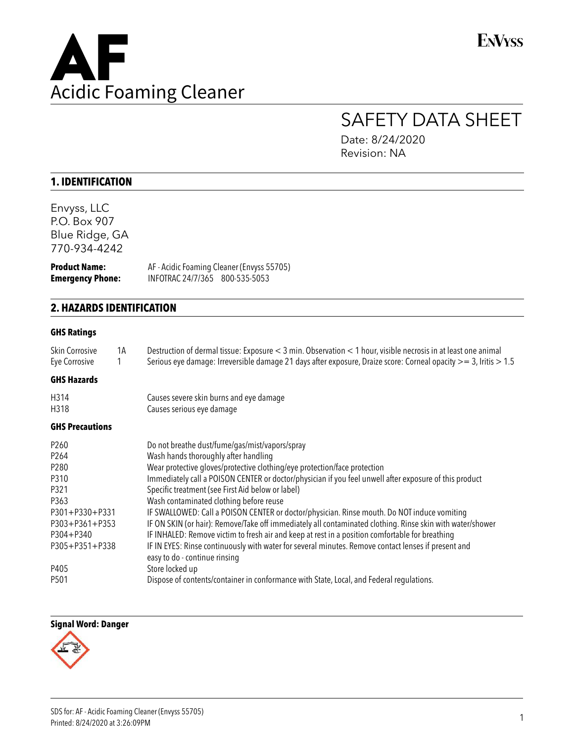# AF

## Acidic Foming Cleaner

ENVYSS

# SAFETY DATA SHEET

Date: 8/24/2020
Revision: NA

## 1. IDENTIFICATION

Envyss, LLC
P.O. Box 907
Blue Ridge, GA
770-934-4242

| | |
|---|---|
| **Product Name:** | AF - Acidic Foaming Cleaner (Envyss 55705) |
| **Emergency Phone:** | INFOTRAC 24/7/365 800-535-5053 |

## 2. HAZARDS IDENTIFICATION

### GHS Ratings

| | | |
|---|---|---|
| Skin Corrosive | 1A | Destruction of dermal tissue: Exposure < 3 min. Observation < 1 hour, visible necrosis in at least one animal |
| Eye Corrosive | 1 | Serious eye damage: Irreversible damage 21 days after exposure, Draize score: Corneal opacity >= 3, Iritis > 1.5 |

### GHS Hazards

| | |
|---|---|
| H314 | Causes severe skin burns and eye damage |
| H318 | Causes serious eye damage |

### GHS Precautions

| | |
|---|---|
| P260 | Do not breathe dust/fume/gas/mist/vapors/spray |
| P264 | Wash hands thoroughly after handling |
| P280 | Wear protective gloves/protective clothing/eye protection/face protection |
| P310 | Immediately call a POISON CENTER or doctor/physician if you feel unwell after exposure of this product |
| P321 | Specific treatment (see First Aid below or label) |
| P363 | Wash contaminated clothing before reuse |
| P301+P330+P331 | IF SWALLOWED: Call a POISON CENTER or doctor/physician. Rinse mouth. Do NOT induce vomiting |
| P303+P361+P353 | IF ON SKIN (or hair): Remove/Take off immediately all contaminated clothing. Rinse skin with water/shower |
| P304+P340 | IF INHALED: Remove victim to fresh air and keep at rest in a position comfortable for breathing |
| P305+P351+P338 | IF IN EYES: Rinse continuously with water for several minutes. Remove contact lenses if present and easy to do - continue rinsing |
| P405 | Store locked up |
| P501 | Dispose of contents/container in conformance with State, Local, and Federal regulations. |

**Signal Word: Danger**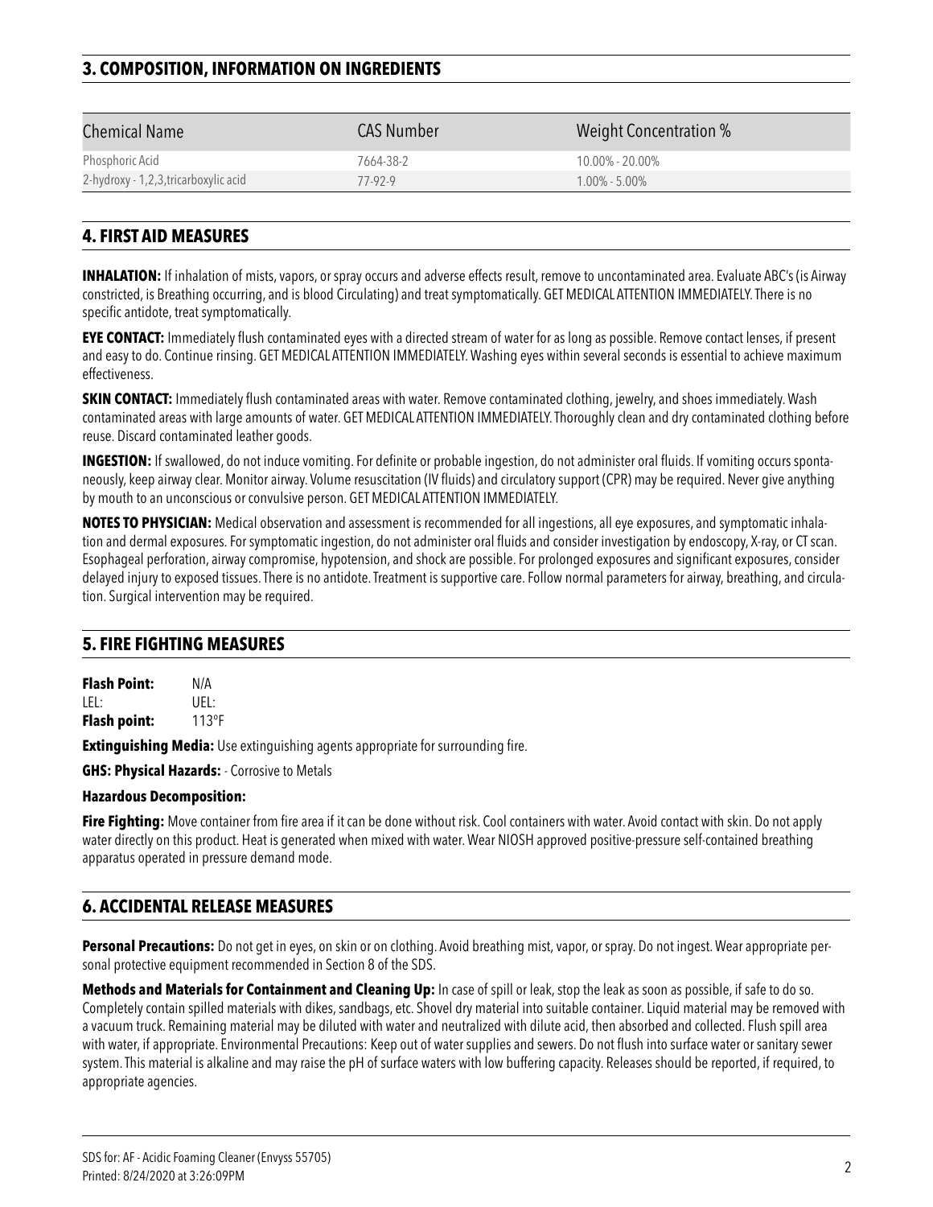## 3. COMPOSITION, INFORMATION ON INGREDIENTS

| Chemical Name | CAS Number | Weight Concentration % |
|---|---|---|
| Phosphoric Acid | 7664-38-2 | 10.00% - 20.00% |
| 2-hydroxy - 1,2,3,tricarboxylic acid | 77-92-9 | 1.00% - 5.00% |

## 4. FIRST AID MEASURES

**INHALATION:** If inhalation of mists, vapors, or spray occurs and adverse effects result, remove to uncontaminated area. Evaluate ABC's (is Airway constricted, is Breathing occurring, and is blood Circulating) and treat symptomatically. GET MEDICAL ATTENTION IMMEDIATELY. There is no specific antidote, treat symptomatically.

**EYE CONTACT:** Immediately flush contaminated eyes with a directed stream of water for as long as possible. Remove contact lenses, if present and easy to do. Continue rinsing. GET MEDICAL ATTENTION IMMEDIATELY. Washing eyes within several seconds is essential to achieve maximum effectiveness.

**SKIN CONTACT:** Immediately flush contaminated areas with water. Remove contaminated clothing, jewelry, and shoes immediately. Wash contaminated areas with large amounts of water. GET MEDICAL ATTENTION IMMEDIATELY. Thoroughly clean and dry contaminated clothing before reuse. Discard contaminated leather goods.

**INGESTION:** If swallowed, do not induce vomiting. For definite or probable ingestion, do not administer oral fluids. If vomiting occurs spontaneously, keep airway clear. Monitor airway. Volume resuscitation (IV fluids) and circulatory support (CPR) may be required. Never give anything by mouth to an unconscious or convulsive person. GET MEDICAL ATTENTION IMMEDIATELY.

**NOTES TO PHYSICIAN:** Medical observation and assessment is recommended for all ingestions, all eye exposures, and symptomatic inhalation and dermal exposures. For symptomatic ingestion, do not administer oral fluids and consider investigation by endoscopy, X-ray, or CT scan. Esophageal perforation, airway compromise, hypotension, and shock are possible. For prolonged exposures and significant exposures, consider delayed injury to exposed tissues. There is no antidote. Treatment is supportive care. Follow normal parameters for airway, breathing, and circulation. Surgical intervention may be required.

## 5. FIRE FIGHTING MEASURES

**Flash Point:** N/A
LEL: UEL:
**Flash point:** 113°F

**Extinguishing Media:** Use extinguishing agents appropriate for surrounding fire.

**GHS: Physical Hazards:** - Corrosive to Metals

**Hazardous Decomposition:**

**Fire Fighting:** Move container from fire area if it can be done without risk. Cool containers with water. Avoid contact with skin. Do not apply water directly on this product. Heat is generated when mixed with water. Wear NIOSH approved positive-pressure self-contained breathing apparatus operated in pressure demand mode.

## 6. ACCIDENTAL RELEASE MEASURES

**Personal Precautions:** Do not get in eyes, on skin or on clothing. Avoid breathing mist, vapor, or spray. Do not ingest. Wear appropriate personal protective equipment recommended in Section 8 of the SDS.

**Methods and Materials for Containment and Cleaning Up:** In case of spill or leak, stop the leak as soon as possible, if safe to do so. Completely contain spilled materials with dikes, sandbags, etc. Shovel dry material into suitable container. Liquid material may be removed with a vacuum truck. Remaining material may be diluted with water and neutralized with dilute acid, then absorbed and collected. Flush spill area with water, if appropriate. Environmental Precautions: Keep out of water supplies and sewers. Do not flush into surface water or sanitary sewer system. This material is alkaline and may raise the pH of surface waters with low buffering capacity. Releases should be reported, if required, to appropriate agencies.

SDS for: AF - Acidic Foaming Cleaner (Envyss 55705)
Printed: 8/24/2020 at 3:26:09PM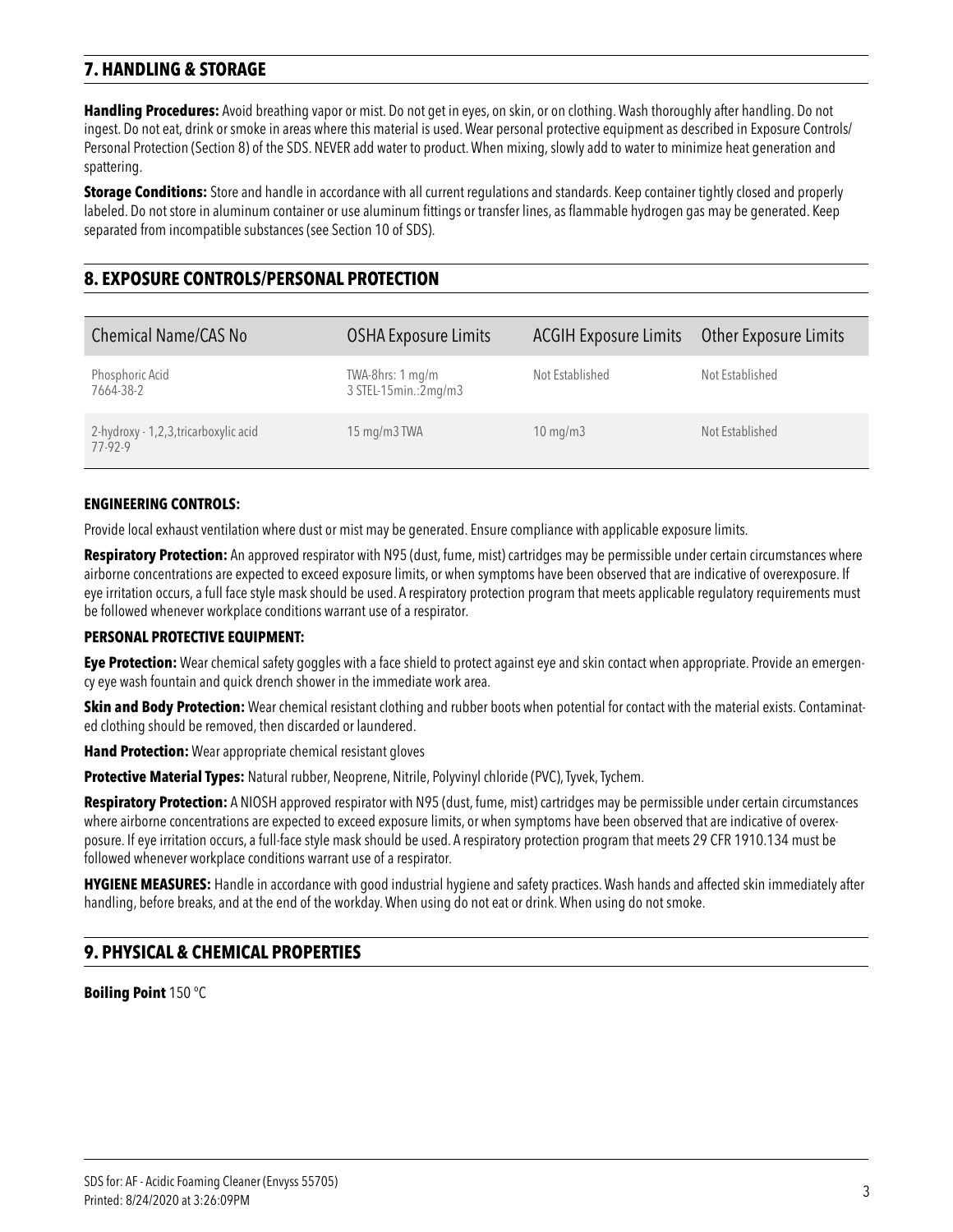## 7. HANDLING & STORAGE

**Handling Procedures:** Avoid breathing vapor or mist. Do not get in eyes, on skin, or on clothing. Wash thoroughly after handling. Do not ingest. Do not eat, drink or smoke in areas where this material is used. Wear personal protective equipment as described in Exposure Controls/ Personal Protection (Section 8) of the SDS. NEVER add water to product. When mixing, slowly add to water to minimize heat generation and spattering.

**Storage Conditions:** Store and handle in accordance with all current regulations and standards. Keep container tightly closed and properly labeled. Do not store in aluminum container or use aluminum fittings or transfer lines, as flammable hydrogen gas may be generated. Keep separated from incompatible substances (see Section 10 of SDS).

## 8. EXPOSURE CONTROLS/PERSONAL PROTECTION

| Chemical Name/CAS No | OSHA Exposure Limits | ACGIH Exposure Limits | Other Exposure Limits |
|---|---|---|---|
| Phosphoric Acid<br>7664-38-2 | TWA-8hrs: 1 mg/m<br>3 STEL-15min.:2mg/m3 | Not Established | Not Established |
| 2-hydroxy - 1,2,3,tricarboxylic acid<br>77-92-9 | 15 mg/m3 TWA | 10 mg/m3 | Not Established |

**ENGINEERING CONTROLS:**

Provide local exhaust ventilation where dust or mist may be generated. Ensure compliance with applicable exposure limits.

**Respiratory Protection:** An approved respirator with N95 (dust, fume, mist) cartridges may be permissible under certain circumstances where airborne concentrations are expected to exceed exposure limits, or when symptoms have been observed that are indicative of overexposure. If eye irritation occurs, a full face style mask should be used. A respiratory protection program that meets applicable regulatory requirements must be followed whenever workplace conditions warrant use of a respirator.

**PERSONAL PROTECTIVE EQUIPMENT:**

**Eye Protection:** Wear chemical safety goggles with a face shield to protect against eye and skin contact when appropriate. Provide an emergency eye wash fountain and quick drench shower in the immediate work area.

**Skin and Body Protection:** Wear chemical resistant clothing and rubber boots when potential for contact with the material exists. Contaminated clothing should be removed, then discarded or laundered.

**Hand Protection:** Wear appropriate chemical resistant gloves

**Protective Material Types:** Natural rubber, Neoprene, Nitrile, Polyvinyl chloride (PVC), Tyvek, Tychem.

**Respiratory Protection:** A NIOSH approved respirator with N95 (dust, fume, mist) cartridges may be permissible under certain circumstances where airborne concentrations are expected to exceed exposure limits, or when symptoms have been observed that are indicative of overexposure. If eye irritation occurs, a full-face style mask should be used. A respiratory protection program that meets 29 CFR 1910.134 must be followed whenever workplace conditions warrant use of a respirator.

**HYGIENE MEASURES:** Handle in accordance with good industrial hygiene and safety practices. Wash hands and affected skin immediately after handling, before breaks, and at the end of the workday. When using do not eat or drink. When using do not smoke.

## 9. PHYSICAL & CHEMICAL PROPERTIES

**Boiling Point** 150 °C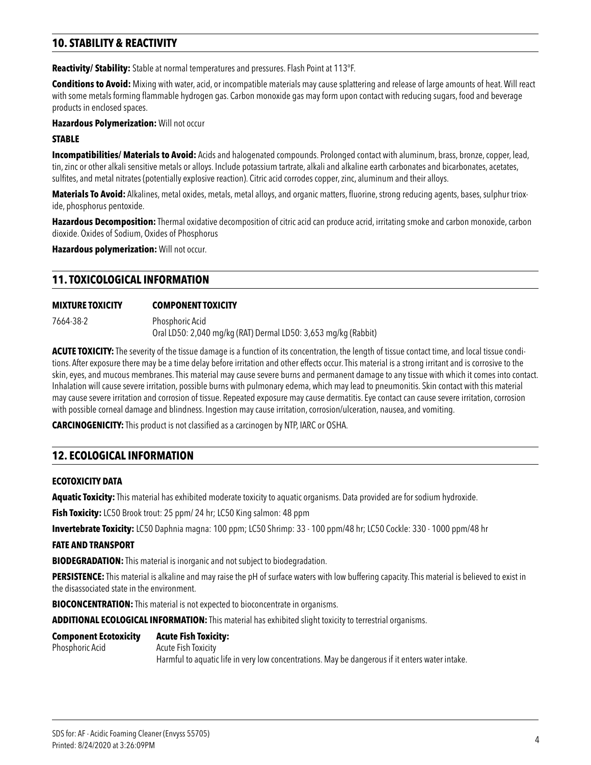## 10. STABILITY & REACTIVITY

**Reactivity/ Stability:** Stable at normal temperatures and pressures. Flash Point at 113ºF.

**Conditions to Avoid:** Mixing with water, acid, or incompatible materials may cause splattering and release of large amounts of heat. Will react with some metals forming flammable hydrogen gas. Carbon monoxide gas may form upon contact with reducing sugars, food and beverage products in enclosed spaces.

**Hazardous Polymerization:** Will not occur

**STABLE**

**Incompatibilities/ Materials to Avoid:** Acids and halogenated compounds. Prolonged contact with aluminum, brass, bronze, copper, lead, tin, zinc or other alkali sensitive metals or alloys. Include potassium tartrate, alkali and alkaline earth carbonates and bicarbonates, acetates, sulfites, and metal nitrates (potentially explosive reaction). Citric acid corrodes copper, zinc, aluminum and their alloys.

**Materials To Avoid:** Alkalines, metal oxides, metals, metal alloys, and organic matters, fluorine, strong reducing agents, bases, sulphur trioxide, phosphorus pentoxide.

**Hazardous Decomposition:** Thermal oxidative decomposition of citric acid can produce acrid, irritating smoke and carbon monoxide, carbon dioxide. Oxides of Sodium, Oxides of Phosphorus

**Hazardous polymerization:** Will not occur.

## 11. TOXICOLOGICAL INFORMATION

| MIXTURE TOXICITY | COMPONENT TOXICITY |
|---|---|
| 7664-38-2 | Phosphoric Acid<br>Oral LD50: 2,040 mg/kg (RAT) Dermal LD50: 3,653 mg/kg (Rabbit) |

**ACUTE TOXICITY:** The severity of the tissue damage is a function of its concentration, the length of tissue contact time, and local tissue conditions. After exposure there may be a time delay before irritation and other effects occur. This material is a strong irritant and is corrosive to the skin, eyes, and mucous membranes. This material may cause severe burns and permanent damage to any tissue with which it comes into contact. Inhalation will cause severe irritation, possible burns with pulmonary edema, which may lead to pneumonitis. Skin contact with this material may cause severe irritation and corrosion of tissue. Repeated exposure may cause dermatitis. Eye contact can cause severe irritation, corrosion with possible corneal damage and blindness. Ingestion may cause irritation, corrosion/ulceration, nausea, and vomiting.

**CARCINOGENICITY:** This product is not classified as a carcinogen by NTP, IARC or OSHA.

## 12. ECOLOGICAL INFORMATION

### ECOTOXICITY DATA

**Aquatic Toxicity:** This material has exhibited moderate toxicity to aquatic organisms. Data provided are for sodium hydroxide.

**Fish Toxicity:** LC50 Brook trout: 25 ppm/ 24 hr; LC50 King salmon: 48 ppm

**Invertebrate Toxicity:** LC50 Daphnia magna: 100 ppm; LC50 Shrimp: 33 - 100 ppm/48 hr; LC50 Cockle: 330 - 1000 ppm/48 hr

### FATE AND TRANSPORT

**BIODEGRADATION:** This material is inorganic and not subject to biodegradation.

**PERSISTENCE:** This material is alkaline and may raise the pH of surface waters with low buffering capacity. This material is believed to exist in the disassociated state in the environment.

**BIOCONCENTRATION:** This material is not expected to bioconcentrate in organisms.

**ADDITIONAL ECOLOGICAL INFORMATION:** This material has exhibited slight toxicity to terrestrial organisms.

| Component Ecotoxicity | Acute Fish Toxicity: |
|---|---|
| Phosphoric Acid | Acute Fish Toxicity<br>Harmful to aquatic life in very low concentrations. May be dangerous if it enters water intake. |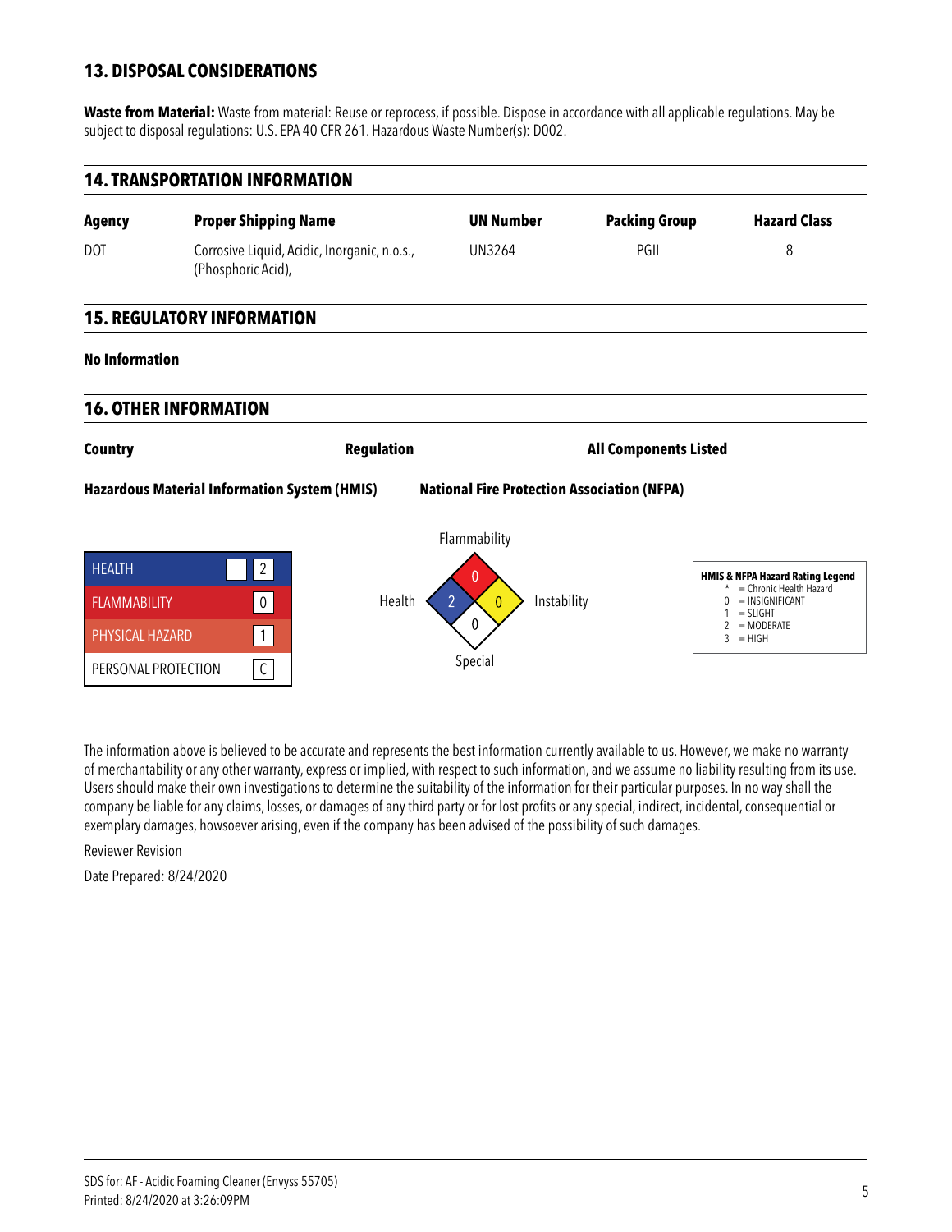## 13. DISPOSAL CONSIDERATIONS

**Waste from Material:** Waste from material: Reuse or reprocess, if possible. Dispose in accordance with all applicable regulations. May be subject to disposal regulations: U.S. EPA 40 CFR 261. Hazardous Waste Number(s): D002.

## 14. TRANSPORTATION INFORMATION

| Agency | Proper Shipping Name | UN Number | Packing Group | Hazard Class |
|---|---|---|---|---|
| DOT | Corrosive Liquid, Acidic, Inorganic, n.o.s., (Phosphoric Acid), | UN3264 | PGII | 8 |

## 15. REGULATORY INFORMATION

**No Information**

## 16. OTHER INFORMATION

**Country** **Regulation** **All Components Listed**

**Hazardous Material Information System (HMIS)**

| | |
|---|---|
| HEALTH | 2 |
| FLAMMABILITY | 0 |
| PHYSICAL HAZARD | 1 |
| PERSONAL PROTECTION | C |

**National Fire Protection Association (NFPA)**

Flammability: 0
Health: 2
Instability: 0
Special: 0

**HMIS & NFPA Hazard Rating Legend**
- * = Chronic Health Hazard
- 0 = INSIGNIFICANT
- 1 = SLIGHT
- 2 = MODERATE
- 3 = HIGH

The information above is believed to be accurate and represents the best information currently available to us. However, we make no warranty of merchantability or any other warranty, express or implied, with respect to such information, and we assume no liability resulting from its use. Users should make their own investigations to determine the suitability of the information for their particular purposes. In no way shall the company be liable for any claims, losses, or damages of any third party or for lost profits or any special, indirect, incidental, consequential or exemplary damages, howsoever arising, even if the company has been advised of the possibility of such damages.

Reviewer Revision

Date Prepared: 8/24/2020